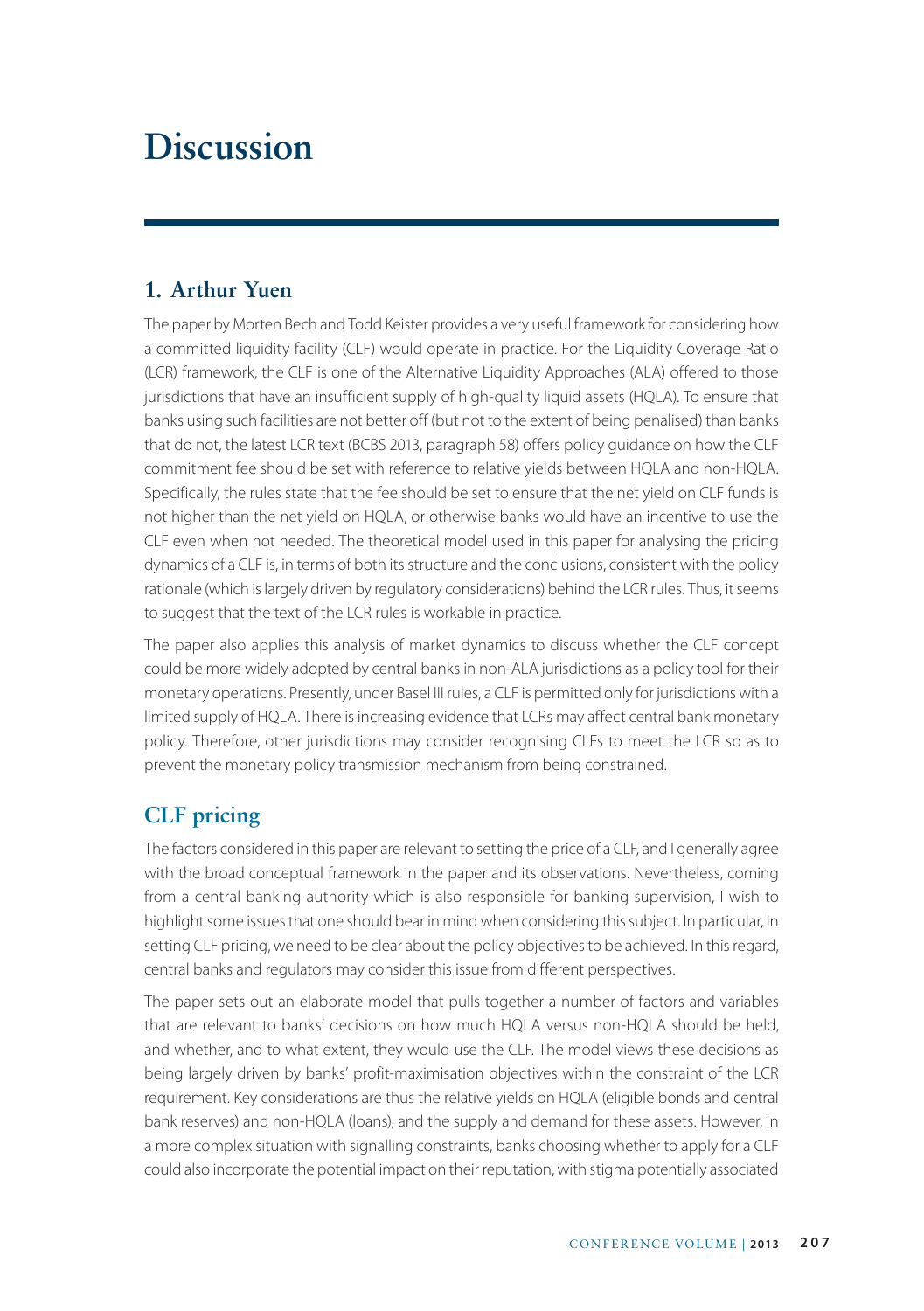# Discussion

## 1. Arthur Yuen

The paper by Morten Bech and Todd Keister provides a very useful framework for considering how a committed liquidity facility (CLF) would operate in practice. For the Liquidity Coverage Ratio (LCR) framework, the CLF is one of the Alternative Liquidity Approaches (ALA) offered to those jurisdictions that have an insufficient supply of high-quality liquid assets (HQLA). To ensure that banks using such facilities are not better off (but not to the extent of being penalised) than banks that do not, the latest LCR text (BCBS 2013, paragraph 58) offers policy guidance on how the CLF commitment fee should be set with reference to relative yields between HQLA and non-HQLA. Specifically, the rules state that the fee should be set to ensure that the net yield on CLF funds is not higher than the net yield on HQLA, or otherwise banks would have an incentive to use the CLF even when not needed. The theoretical model used in this paper for analysing the pricing dynamics of a CLF is, in terms of both its structure and the conclusions, consistent with the policy rationale (which is largely driven by regulatory considerations) behind the LCR rules. Thus, it seems to suggest that the text of the LCR rules is workable in practice.

The paper also applies this analysis of market dynamics to discuss whether the CLF concept could be more widely adopted by central banks in non-ALA jurisdictions as a policy tool for their monetary operations. Presently, under Basel III rules, a CLF is permitted only for jurisdictions with a limited supply of HQLA. There is increasing evidence that LCRs may affect central bank monetary policy. Therefore, other jurisdictions may consider recognising CLFs to meet the LCR so as to prevent the monetary policy transmission mechanism from being constrained.

## CLF pricing

The factors considered in this paper are relevant to setting the price of a CLF, and I generally agree with the broad conceptual framework in the paper and its observations. Nevertheless, coming from a central banking authority which is also responsible for banking supervision, I wish to highlight some issues that one should bear in mind when considering this subject. In particular, in setting CLF pricing, we need to be clear about the policy objectives to be achieved. In this regard, central banks and regulators may consider this issue from different perspectives.

The paper sets out an elaborate model that pulls together a number of factors and variables that are relevant to banks' decisions on how much HQLA versus non-HQLA should be held, and whether, and to what extent, they would use the CLF. The model views these decisions as being largely driven by banks' profit-maximisation objectives within the constraint of the LCR requirement. Key considerations are thus the relative yields on HQLA (eligible bonds and central bank reserves) and non-HQLA (loans), and the supply and demand for these assets. However, in a more complex situation with signalling constraints, banks choosing whether to apply for a CLF could also incorporate the potential impact on their reputation, with stigma potentially associated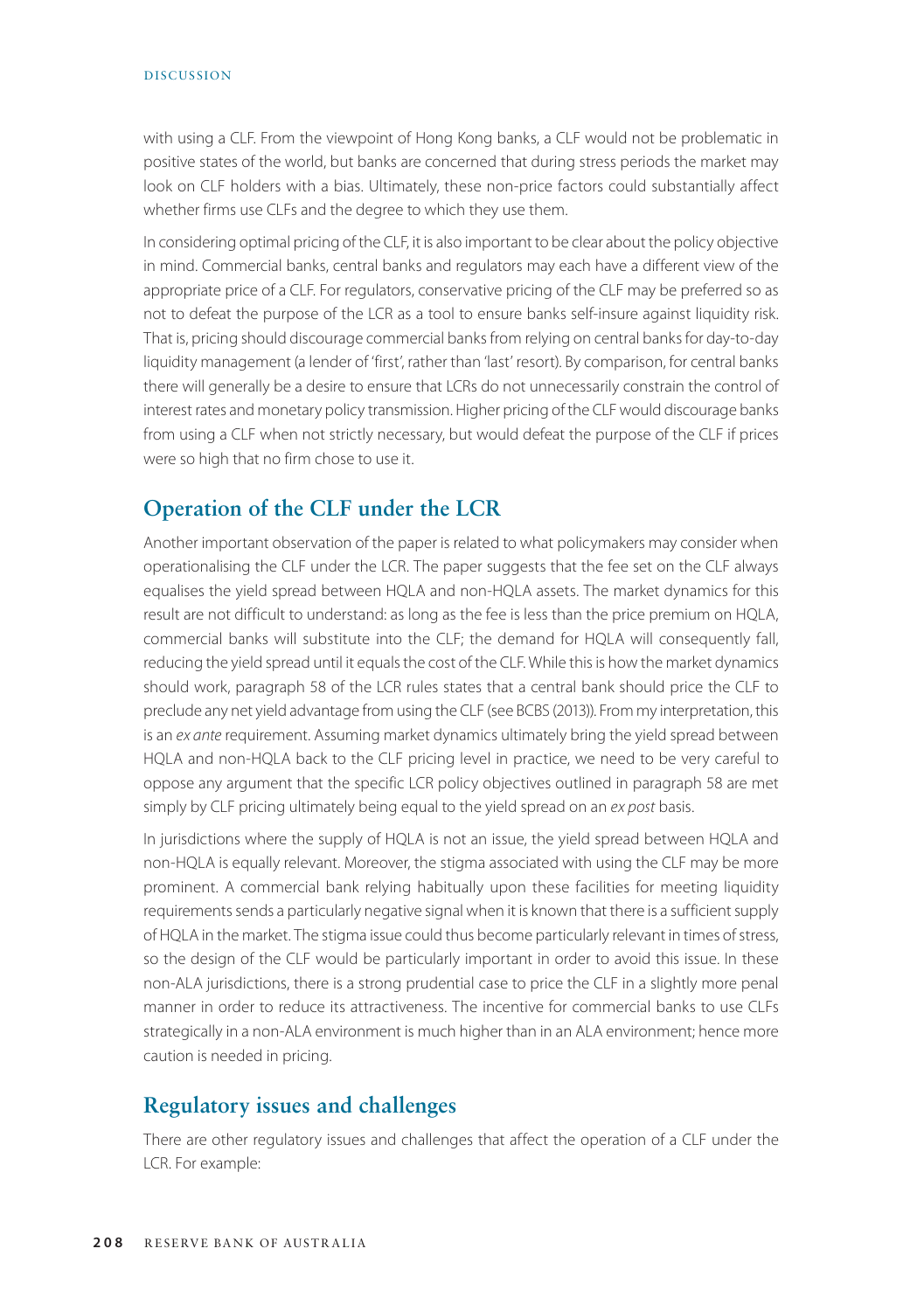with using a CLF. From the viewpoint of Hong Kong banks, a CLF would not be problematic in positive states of the world, but banks are concerned that during stress periods the market may look on CLF holders with a bias. Ultimately, these non-price factors could substantially affect whether firms use CLFs and the degree to which they use them.

In considering optimal pricing of the CLF, it is also important to be clear about the policy objective in mind. Commercial banks, central banks and regulators may each have a different view of the appropriate price of a CLF. For regulators, conservative pricing of the CLF may be preferred so as not to defeat the purpose of the LCR as a tool to ensure banks self-insure against liquidity risk. That is, pricing should discourage commercial banks from relying on central banks for day-to-day liquidity management (a lender of 'first', rather than 'last' resort). By comparison, for central banks there will generally be a desire to ensure that LCRs do not unnecessarily constrain the control of interest rates and monetary policy transmission. Higher pricing of the CLF would discourage banks from using a CLF when not strictly necessary, but would defeat the purpose of the CLF if prices were so high that no firm chose to use it.

## Operation of the CLF under the LCR

Another important observation of the paper is related to what policymakers may consider when operationalising the CLF under the LCR. The paper suggests that the fee set on the CLF always equalises the yield spread between HQLA and non-HQLA assets. The market dynamics for this result are not difficult to understand: as long as the fee is less than the price premium on HQLA, commercial banks will substitute into the CLF; the demand for HQLA will consequently fall, reducing the yield spread until it equals the cost of the CLF. While this is how the market dynamics should work, paragraph 58 of the LCR rules states that a central bank should price the CLF to preclude any net yield advantage from using the CLF (see BCBS (2013)). From my interpretation, this is an *ex ante* requirement. Assuming market dynamics ultimately bring the yield spread between HQLA and non-HQLA back to the CLF pricing level in practice, we need to be very careful to oppose any argument that the specific LCR policy objectives outlined in paragraph 58 are met simply by CLF pricing ultimately being equal to the yield spread on an *ex post* basis.

In jurisdictions where the supply of HQLA is not an issue, the yield spread between HQLA and non-HQLA is equally relevant. Moreover, the stigma associated with using the CLF may be more prominent. A commercial bank relying habitually upon these facilities for meeting liquidity requirements sends a particularly negative signal when it is known that there is a sufficient supply of HQLA in the market. The stigma issue could thus become particularly relevant in times of stress, so the design of the CLF would be particularly important in order to avoid this issue. In these non-ALA jurisdictions, there is a strong prudential case to price the CLF in a slightly more penal manner in order to reduce its attractiveness. The incentive for commercial banks to use CLFs strategically in a non-ALA environment is much higher than in an ALA environment; hence more caution is needed in pricing.

## Regulatory issues and challenges

There are other regulatory issues and challenges that affect the operation of a CLF under the LCR. For example: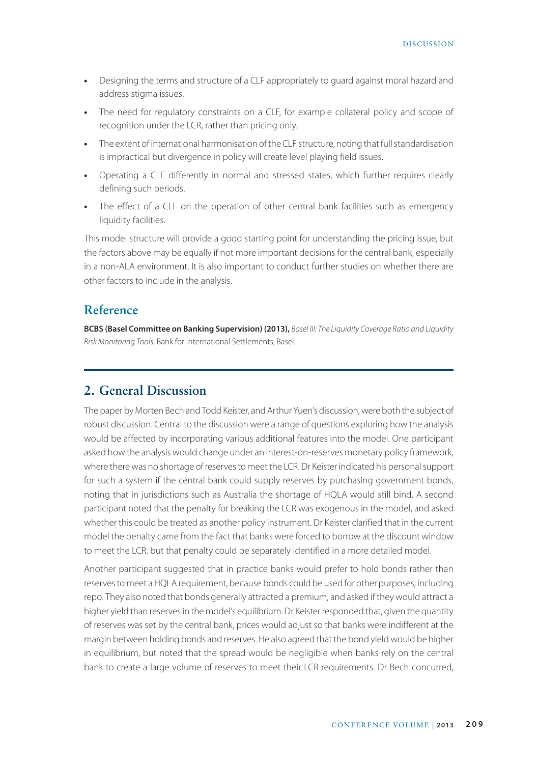- Designing the terms and structure of a CLF appropriately to guard against moral hazard and address stigma issues.
- The need for regulatory constraints on a CLF, for example collateral policy and scope of recognition under the LCR, rather than pricing only.
- The extent of international harmonisation of the CLF structure, noting that full standardisation is impractical but divergence in policy will create level playing field issues.
- Operating a CLF differently in normal and stressed states, which further requires clearly defining such periods.
- The effect of a CLF on the operation of other central bank facilities such as emergency liquidity facilities.

This model structure will provide a good starting point for understanding the pricing issue, but the factors above may be equally if not more important decisions for the central bank, especially in a non-ALA environment. It is also important to conduct further studies on whether there are other factors to include in the analysis.

## Reference

**BCBS (Basel Committee on Banking Supervision) (2013),** *Basel III: The Liquidity Coverage Ratio and Liquidity Risk Monitoring Tools*, Bank for International Settlements, Basel.

## 2. General Discussion

The paper by Morten Bech and Todd Keister, and Arthur Yuen's discussion, were both the subject of robust discussion. Central to the discussion were a range of questions exploring how the analysis would be affected by incorporating various additional features into the model. One participant asked how the analysis would change under an interest-on-reserves monetary policy framework, where there was no shortage of reserves to meet the LCR. Dr Keister indicated his personal support for such a system if the central bank could supply reserves by purchasing government bonds, noting that in jurisdictions such as Australia the shortage of HQLA would still bind. A second participant noted that the penalty for breaking the LCR was exogenous in the model, and asked whether this could be treated as another policy instrument. Dr Keister clarified that in the current model the penalty came from the fact that banks were forced to borrow at the discount window to meet the LCR, but that penalty could be separately identified in a more detailed model.

Another participant suggested that in practice banks would prefer to hold bonds rather than reserves to meet a HQLA requirement, because bonds could be used for other purposes, including repo. They also noted that bonds generally attracted a premium, and asked if they would attract a higher yield than reserves in the model's equilibrium. Dr Keister responded that, given the quantity of reserves was set by the central bank, prices would adjust so that banks were indifferent at the margin between holding bonds and reserves. He also agreed that the bond yield would be higher in equilibrium, but noted that the spread would be negligible when banks rely on the central bank to create a large volume of reserves to meet their LCR requirements. Dr Bech concurred,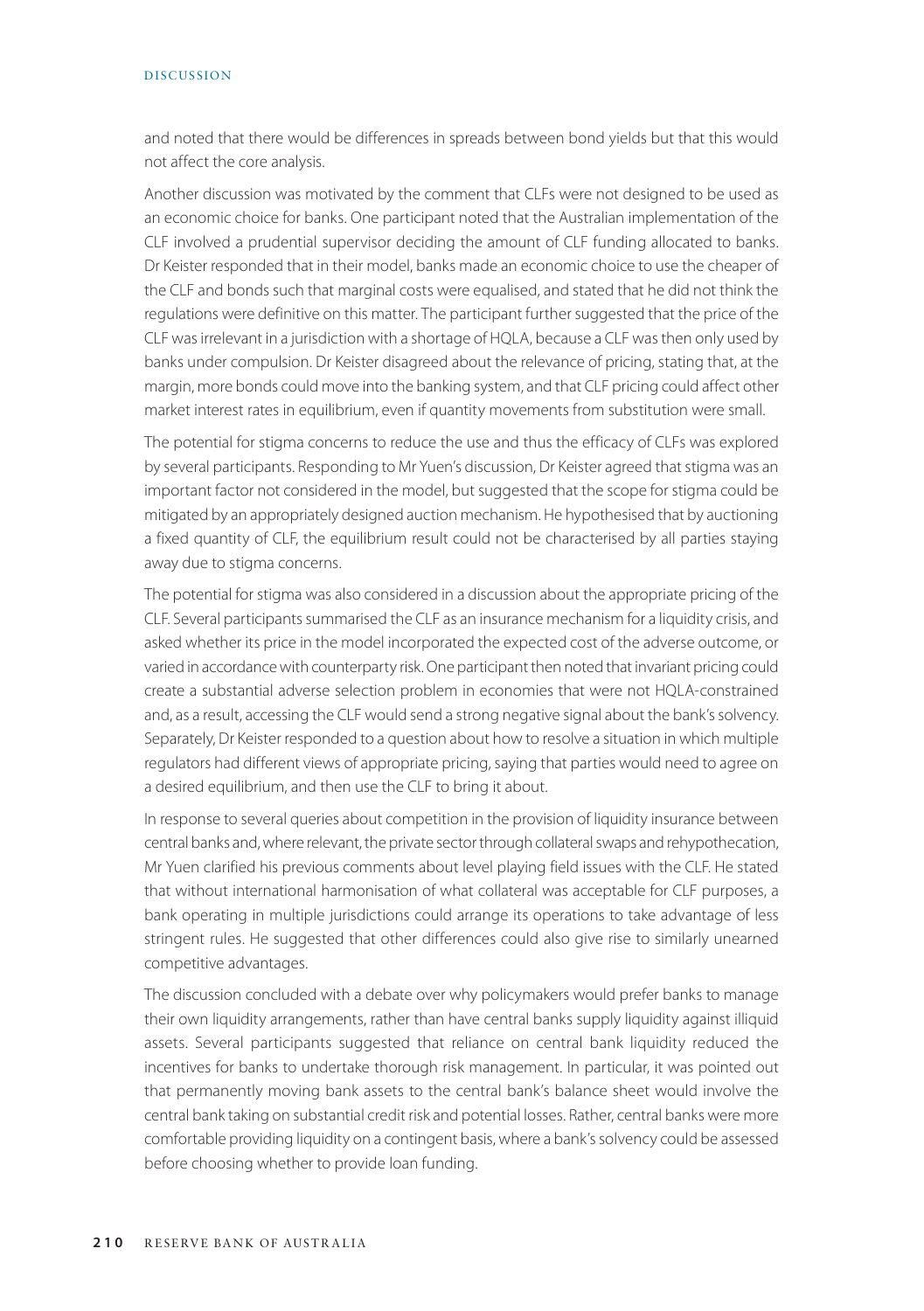and noted that there would be differences in spreads between bond yields but that this would not affect the core analysis.

Another discussion was motivated by the comment that CLFs were not designed to be used as an economic choice for banks. One participant noted that the Australian implementation of the CLF involved a prudential supervisor deciding the amount of CLF funding allocated to banks. Dr Keister responded that in their model, banks made an economic choice to use the cheaper of the CLF and bonds such that marginal costs were equalised, and stated that he did not think the regulations were definitive on this matter. The participant further suggested that the price of the CLF was irrelevant in a jurisdiction with a shortage of HQLA, because a CLF was then only used by banks under compulsion. Dr Keister disagreed about the relevance of pricing, stating that, at the margin, more bonds could move into the banking system, and that CLF pricing could affect other market interest rates in equilibrium, even if quantity movements from substitution were small.

The potential for stigma concerns to reduce the use and thus the efficacy of CLFs was explored by several participants. Responding to Mr Yuen's discussion, Dr Keister agreed that stigma was an important factor not considered in the model, but suggested that the scope for stigma could be mitigated by an appropriately designed auction mechanism. He hypothesised that by auctioning a fixed quantity of CLF, the equilibrium result could not be characterised by all parties staying away due to stigma concerns.

The potential for stigma was also considered in a discussion about the appropriate pricing of the CLF. Several participants summarised the CLF as an insurance mechanism for a liquidity crisis, and asked whether its price in the model incorporated the expected cost of the adverse outcome, or varied in accordance with counterparty risk. One participant then noted that invariant pricing could create a substantial adverse selection problem in economies that were not HQLA-constrained and, as a result, accessing the CLF would send a strong negative signal about the bank's solvency. Separately, Dr Keister responded to a question about how to resolve a situation in which multiple regulators had different views of appropriate pricing, saying that parties would need to agree on a desired equilibrium, and then use the CLF to bring it about.

In response to several queries about competition in the provision of liquidity insurance between central banks and, where relevant, the private sector through collateral swaps and rehypothecation, Mr Yuen clarified his previous comments about level playing field issues with the CLF. He stated that without international harmonisation of what collateral was acceptable for CLF purposes, a bank operating in multiple jurisdictions could arrange its operations to take advantage of less stringent rules. He suggested that other differences could also give rise to similarly unearned competitive advantages.

The discussion concluded with a debate over why policymakers would prefer banks to manage their own liquidity arrangements, rather than have central banks supply liquidity against illiquid assets. Several participants suggested that reliance on central bank liquidity reduced the incentives for banks to undertake thorough risk management. In particular, it was pointed out that permanently moving bank assets to the central bank's balance sheet would involve the central bank taking on substantial credit risk and potential losses. Rather, central banks were more comfortable providing liquidity on a contingent basis, where a bank's solvency could be assessed before choosing whether to provide loan funding.